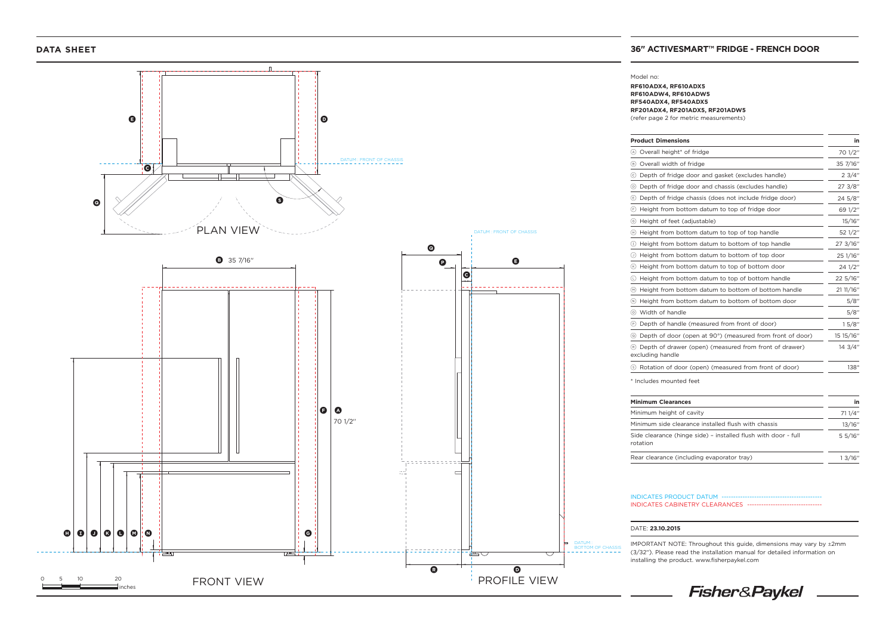**DATA SHEET**

## 36" ACTIVESMART™ FRIDGE - FRENCH DOOR

Model no:

**RF610ADX4, RF610ADX5**
**RF610ADW4, RF610ADW5**
**RF540ADX4, RF540ADX5**
**RF201ADX4, RF201ADX5, RF201ADW5**
(refer page 2 for metric measurements)

| Product Dimensions | in |
|---|---|
| Ⓐ Overall height* of fridge | 70 1/2" |
| Ⓑ Overall width of fridge | 35 7/16" |
| Ⓒ Depth of fridge door and gasket (excludes handle) | 2 3/4" |
| Ⓓ Depth of fridge door and chassis (excludes handle) | 27 3/8" |
| Ⓔ Depth of fridge chassis (does not include fridge door) | 24 5/8" |
| Ⓕ Height from bottom datum to top of fridge door | 69 1/2" |
| Ⓖ Height of feet (adjustable) | 15/16" |
| Ⓗ Height from bottom datum to top of top handle | 52 1/2" |
| Ⓘ Height from bottom datum to bottom of top handle | 27 3/16" |
| Ⓙ Height from bottom datum to bottom of top door | 25 1/16" |
| Ⓚ Height from bottom datum to top of bottom door | 24 1/2" |
| Ⓛ Height from bottom datum to top of bottom handle | 22 5/16" |
| Ⓜ Height from bottom datum to bottom of bottom handle | 21 11/16" |
| Ⓝ Height from bottom datum to bottom of bottom door | 5/8" |
| Ⓞ Width of handle | 5/8" |
| Ⓟ Depth of handle (measured from front of door) | 1 5/8" |
| Ⓠ Depth of door (open at 90°) (measured from front of door) | 15 15/16" |
| Ⓡ Depth of drawer (open) (measured from front of drawer) excluding handle | 14 3/4" |
| Ⓢ Rotation of door (open) (measured from front of door) | 138° |

\* Includes mounted feet

| Minimum Clearances | in |
|---|---|
| Minimum height of cavity | 71 1/4" |
| Minimum side clearance installed flush with chassis | 13/16" |
| Side clearance (hinge side) – installed flush with door - full rotation | 5 5/16" |
| Rear clearance (including evaporator tray) | 1 3/16" |

INDICATES PRODUCT DATUM

INDICATES CABINETRY CLEARANCES

PLAN VIEW

DATUM : FRONT OF CHASSIS

FRONT VIEW

Ⓑ 35 7/16"

Ⓐ 70 1/2"

PROFILE VIEW

DATUM : BOTTOM OF CHASSIS

0 5 10 20 inches

DATE: **23.10.2015**

IMPORTANT NOTE: Throughout this guide, dimensions may vary by ±2mm (3/32"). Please read the installation manual for detailed information on installing the product. www.fisherpaykel.com

Fisher&Paykel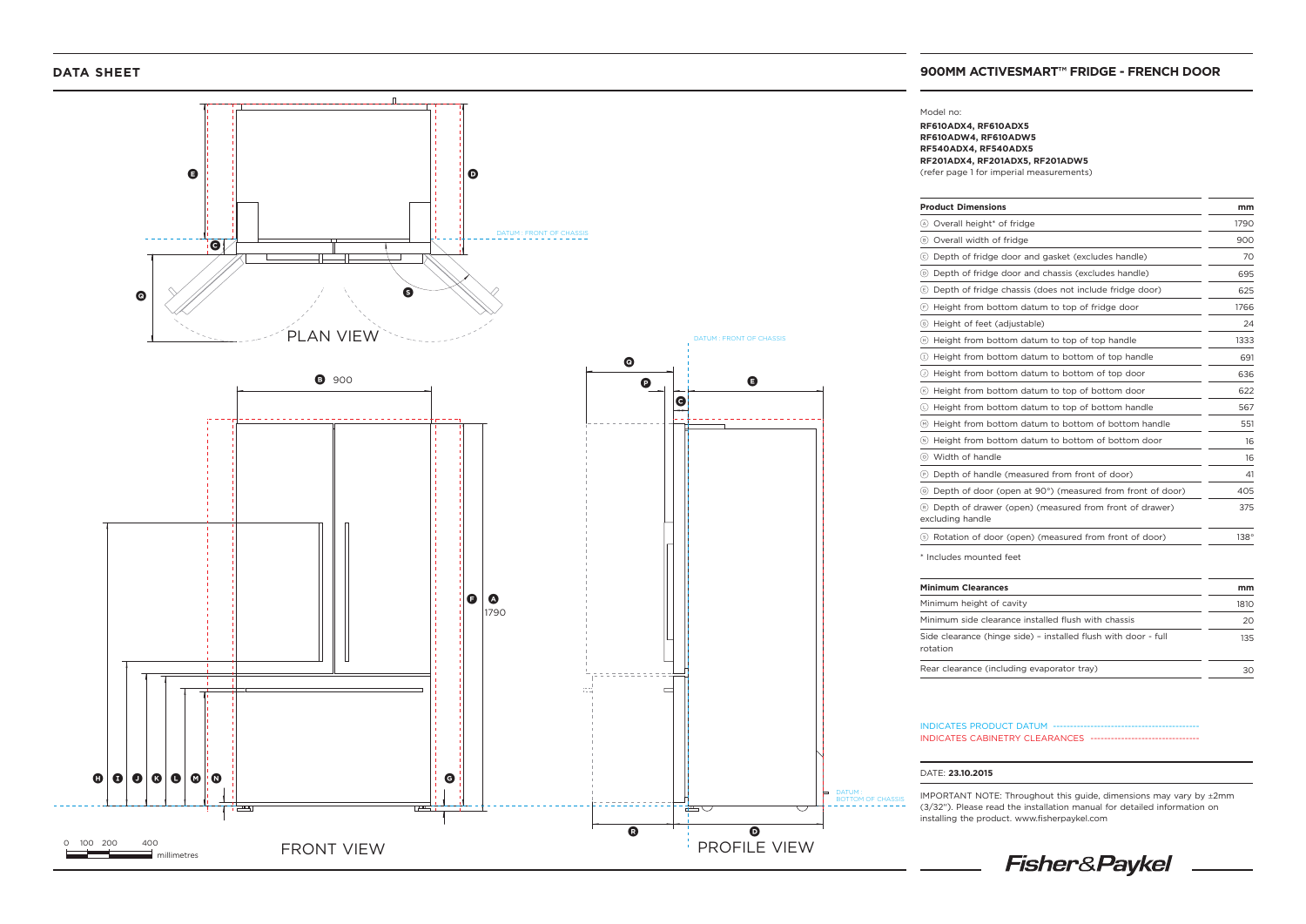## DATA SHEET

## 900MM ACTIVESMART™ FRIDGE - FRENCH DOOR

PLAN VIEW

DATUM : FRONT OF CHASSIS

FRONT VIEW

B 900

A 1790

0 100 200 400
millimetres

PROFILE VIEW

DATUM : FRONT OF CHASSIS

DATUM : BOTTOM OF CHASSIS

Model no:

**RF610ADX4, RF610ADX5**
**RF610ADW4, RF610ADW5**
**RF540ADX4, RF540ADX5**
**RF201ADX4, RF201ADX5, RF201ADW5**
(refer page 1 for imperial measurements)

| Product Dimensions | mm |
|---|---|
| A Overall height* of fridge | 1790 |
| B Overall width of fridge | 900 |
| C Depth of fridge door and gasket (excludes handle) | 70 |
| D Depth of fridge door and chassis (excludes handle) | 695 |
| E Depth of fridge chassis (does not include fridge door) | 625 |
| F Height from bottom datum to top of fridge door | 1766 |
| G Height of feet (adjustable) | 24 |
| H Height from bottom datum to top of top handle | 1333 |
| I Height from bottom datum to bottom of top handle | 691 |
| J Height from bottom datum to bottom of top door | 636 |
| K Height from bottom datum to top of bottom door | 622 |
| L Height from bottom datum to top of bottom handle | 567 |
| M Height from bottom datum to bottom of bottom handle | 551 |
| N Height from bottom datum to bottom of bottom door | 16 |
| O Width of handle | 16 |
| P Depth of handle (measured from front of door) | 41 |
| Q Depth of door (open at 90°) (measured from front of door) | 405 |
| R Depth of drawer (open) (measured from front of drawer) excluding handle | 375 |
| S Rotation of door (open) (measured from front of door) | 138° |

\* Includes mounted feet

| Minimum Clearances | mm |
|---|---|
| Minimum height of cavity | 1810 |
| Minimum side clearance installed flush with chassis | 20 |
| Side clearance (hinge side) - installed flush with door - full rotation | 135 |
| Rear clearance (including evaporator tray) | 30 |

INDICATES PRODUCT DATUM

INDICATES CABINETRY CLEARANCES

DATE: **23.10.2015**

IMPORTANT NOTE: Throughout this guide, dimensions may vary by ±2mm (3/32"). Please read the installation manual for detailed information on installing the product. www.fisherpaykel.com

Fisher&Paykel